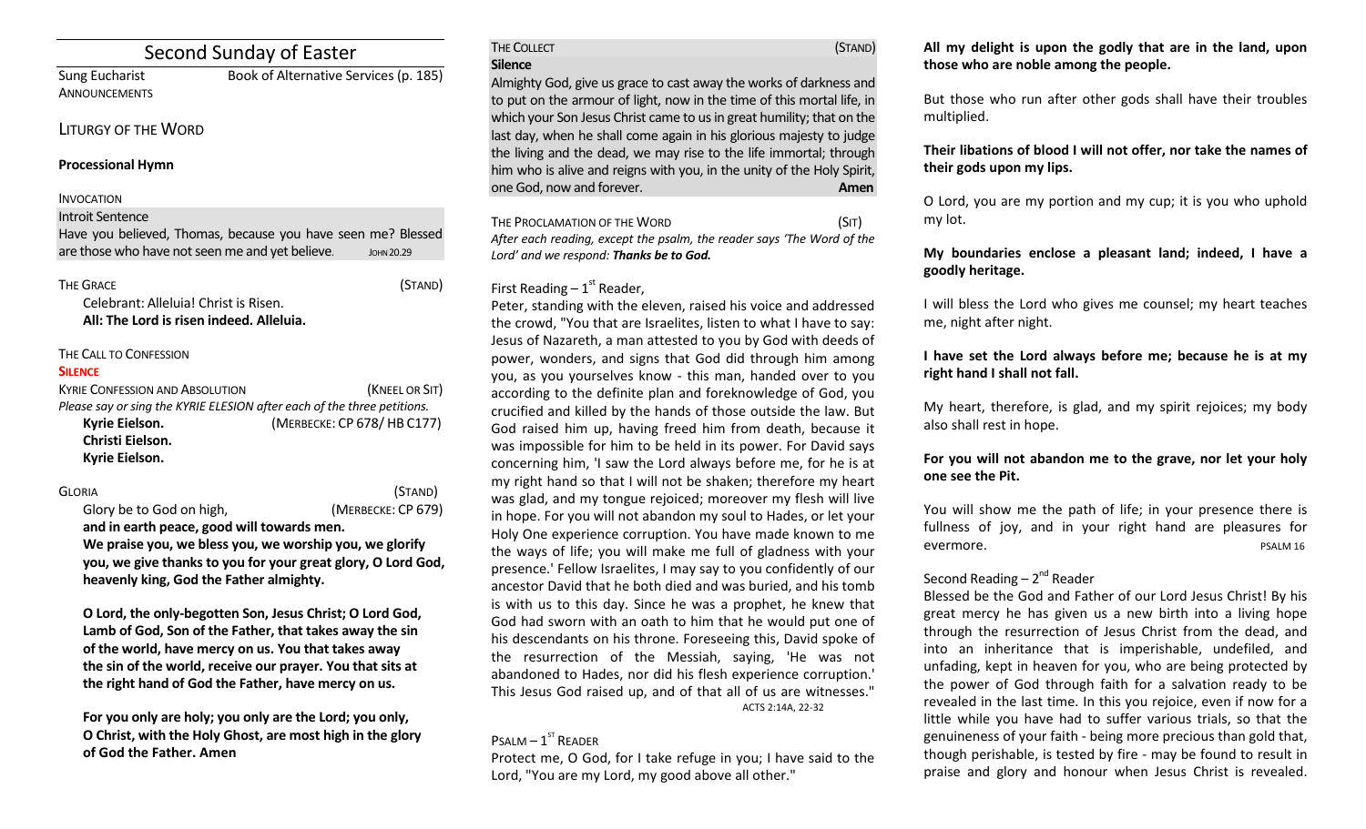# Second Sunday of Easter

Sung Eucharist — Book of Alternative Services (p. 185)

ANNOUNCEMENTS

## LITURGY OF THE WORD

**Processional Hymn**

INVOCATION

Introit Sentence

Have you believed, Thomas, because you have seen me? Blessed are those who have not seen me and yet believe. JOHN 20.29

THE GRACE (STAND)

Celebrant: Alleluia! Christ is Risen.

**All: The Lord is risen indeed. Alleluia.**

THE CALL TO CONFESSION

**SILENCE**

KYRIE CONFESSION AND ABSOLUTION (KNEEL OR SIT)

*Please say or sing the KYRIE ELESION after each of the three petitions.*

**Kyrie Eielson.** (MERBECKE: CP 678/ HB C177)
**Christi Eielson.**
**Kyrie Eielson.**

GLORIA (STAND)

Glory be to God on high, (MERBECKE: CP 679)
**and in earth peace, good will towards men.**
**We praise you, we bless you, we worship you, we glorify you, we give thanks to you for your great glory, O Lord God, heavenly king, God the Father almighty.**

**O Lord, the only-begotten Son, Jesus Christ; O Lord God, Lamb of God, Son of the Father, that takes away the sin of the world, have mercy on us. You that takes away the sin of the world, receive our prayer. You that sits at the right hand of God the Father, have mercy on us.**

**For you only are holy; you only are the Lord; you only, O Christ, with the Holy Ghost, are most high in the glory of God the Father. Amen**

THE COLLECT (STAND)

**Silence**

Almighty God, give us grace to cast away the works of darkness and to put on the armour of light, now in the time of this mortal life, in which your Son Jesus Christ came to us in great humility; that on the last day, when he shall come again in his glorious majesty to judge the living and the dead, we may rise to the life immortal; through him who is alive and reigns with you, in the unity of the Holy Spirit, one God, now and forever. **Amen**

THE PROCLAMATION OF THE WORD (SIT)

*After each reading, except the psalm, the reader says 'The Word of the Lord' and we respond: **Thanks be to God.***

First Reading – 1st Reader,

Peter, standing with the eleven, raised his voice and addressed the crowd, "You that are Israelites, listen to what I have to say: Jesus of Nazareth, a man attested to you by God with deeds of power, wonders, and signs that God did through him among you, as you yourselves know - this man, handed over to you according to the definite plan and foreknowledge of God, you crucified and killed by the hands of those outside the law. But God raised him up, having freed him from death, because it was impossible for him to be held in its power. For David says concerning him, 'I saw the Lord always before me, for he is at my right hand so that I will not be shaken; therefore my heart was glad, and my tongue rejoiced; moreover my flesh will live in hope. For you will not abandon my soul to Hades, or let your Holy One experience corruption. You have made known to me the ways of life; you will make me full of gladness with your presence.' Fellow Israelites, I may say to you confidently of our ancestor David that he both died and was buried, and his tomb is with us to this day. Since he was a prophet, he knew that God had sworn with an oath to him that he would put one of his descendants on his throne. Foreseeing this, David spoke of the resurrection of the Messiah, saying, 'He was not abandoned to Hades, nor did his flesh experience corruption.' This Jesus God raised up, and of that all of us are witnesses." ACTS 2:14A, 22-32

PSALM – 1ST READER

Protect me, O God, for I take refuge in you; I have said to the Lord, "You are my Lord, my good above all other."

**All my delight is upon the godly that are in the land, upon those who are noble among the people.**

But those who run after other gods shall have their troubles multiplied.

**Their libations of blood I will not offer, nor take the names of their gods upon my lips.**

O Lord, you are my portion and my cup; it is you who uphold my lot.

**My boundaries enclose a pleasant land; indeed, I have a goodly heritage.**

I will bless the Lord who gives me counsel; my heart teaches me, night after night.

**I have set the Lord always before me; because he is at my right hand I shall not fall.**

My heart, therefore, is glad, and my spirit rejoices; my body also shall rest in hope.

**For you will not abandon me to the grave, nor let your holy one see the Pit.**

You will show me the path of life; in your presence there is fullness of joy, and in your right hand are pleasures for evermore. PSALM 16

Second Reading – 2nd Reader

Blessed be the God and Father of our Lord Jesus Christ! By his great mercy he has given us a new birth into a living hope through the resurrection of Jesus Christ from the dead, and into an inheritance that is imperishable, undefiled, and unfading, kept in heaven for you, who are being protected by the power of God through faith for a salvation ready to be revealed in the last time. In this you rejoice, even if now for a little while you have had to suffer various trials, so that the genuineness of your faith - being more precious than gold that, though perishable, is tested by fire - may be found to result in praise and glory and honour when Jesus Christ is revealed.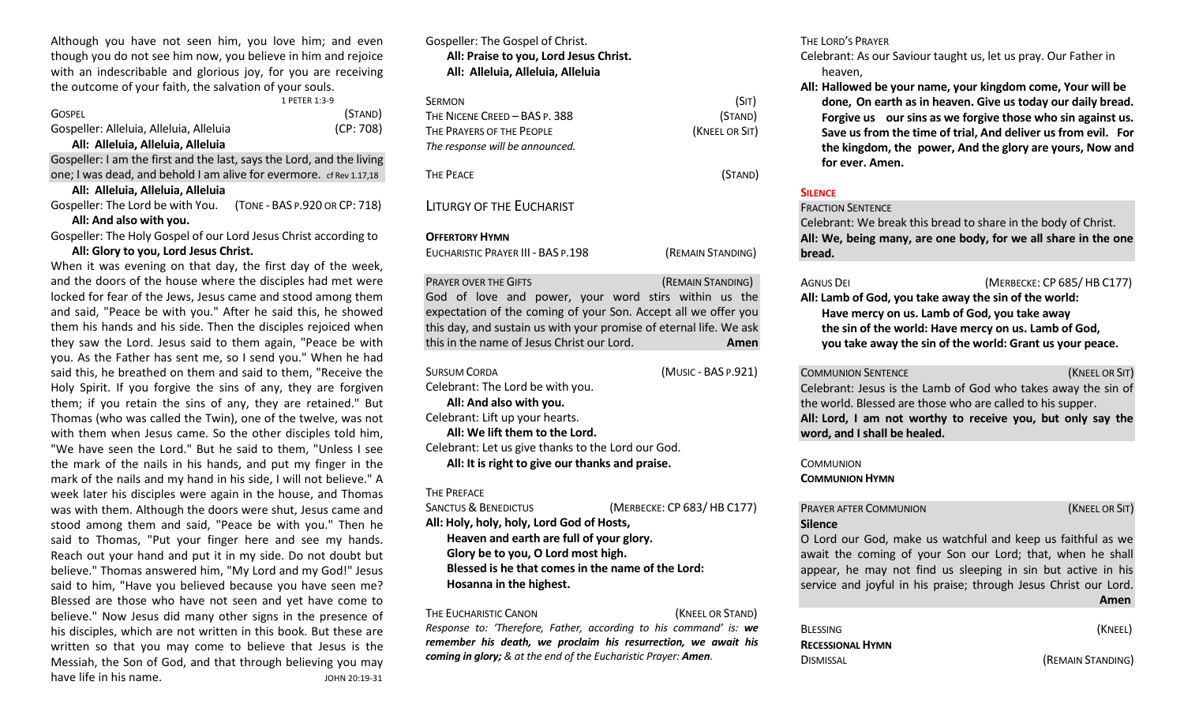Although you have not seen him, you love him; and even though you do not see him now, you believe in him and rejoice with an indescribable and glorious joy, for you are receiving the outcome of your faith, the salvation of your souls.

1 PETER 1:3-9

GOSPEL (STAND)

Gospeller: Alleluia, Alleluia, Alleluia (CP: 708)

**All: Alleluia, Alleluia, Alleluia**

Gospeller: I am the first and the last, says the Lord, and the living one; I was dead, and behold I am alive for evermore. cf Rev 1.17,18

**All: Alleluia, Alleluia, Alleluia**

Gospeller: The Lord be with You. (TONE - BAS P.920 OR CP: 718)

**All: And also with you.**

Gospeller: The Holy Gospel of our Lord Jesus Christ according to

**All: Glory to you, Lord Jesus Christ.**

When it was evening on that day, the first day of the week, and the doors of the house where the disciples had met were locked for fear of the Jews, Jesus came and stood among them and said, "Peace be with you." After he said this, he showed them his hands and his side. Then the disciples rejoiced when they saw the Lord. Jesus said to them again, "Peace be with you. As the Father has sent me, so I send you." When he had said this, he breathed on them and said to them, "Receive the Holy Spirit. If you forgive the sins of any, they are forgiven them; if you retain the sins of any, they are retained." But Thomas (who was called the Twin), one of the twelve, was not with them when Jesus came. So the other disciples told him, "We have seen the Lord." But he said to them, "Unless I see the mark of the nails in his hands, and put my finger in the mark of the nails and my hand in his side, I will not believe." A week later his disciples were again in the house, and Thomas was with them. Although the doors were shut, Jesus came and stood among them and said, "Peace be with you." Then he said to Thomas, "Put your finger here and see my hands. Reach out your hand and put it in my side. Do not doubt but believe." Thomas answered him, "My Lord and my God!" Jesus said to him, "Have you believed because you have seen me? Blessed are those who have not seen and yet have come to believe." Now Jesus did many other signs in the presence of his disciples, which are not written in this book. But these are written so that you may come to believe that Jesus is the Messiah, the Son of God, and that through believing you may have life in his name.

JOHN 20:19-31

Gospeller: The Gospel of Christ.

**All: Praise to you, Lord Jesus Christ.**

**All: Alleluia, Alleluia, Alleluia**

SERMON (SIT)

THE NICENE CREED – BAS P. 388 (STAND)

THE PRAYERS OF THE PEOPLE (KNEEL OR SIT)

*The response will be announced.*

THE PEACE (STAND)

## LITURGY OF THE EUCHARIST

**OFFERTORY HYMN**

EUCHARISTIC PRAYER III - BAS P.198 (REMAIN STANDING)

PRAYER OVER THE GIFTS (REMAIN STANDING)

God of love and power, your word stirs within us the expectation of the coming of your Son. Accept all we offer you this day, and sustain us with your promise of eternal life. We ask this in the name of Jesus Christ our Lord. **Amen**

SURSUM CORDA (MUSIC - BAS P.921)

Celebrant: The Lord be with you.

**All: And also with you.**

Celebrant: Lift up your hearts.

**All: We lift them to the Lord.**

Celebrant: Let us give thanks to the Lord our God.

**All: It is right to give our thanks and praise.**

THE PREFACE

SANCTUS & BENEDICTUS (MERBECKE: CP 683/ HB C177)

**All: Holy, holy, holy, Lord God of Hosts,**
**Heaven and earth are full of your glory.**
**Glory be to you, O Lord most high.**
**Blessed is he that comes in the name of the Lord:**
**Hosanna in the highest.**

THE EUCHARISTIC CANON (KNEEL OR STAND)

*Response to: 'Therefore, Father, according to his command' is:* ***we remember his death, we proclaim his resurrection, we await his coming in glory;*** *& at the end of the Eucharistic Prayer:* ***Amen****.*

THE LORD'S PRAYER

Celebrant: As our Saviour taught us, let us pray. Our Father in heaven,

**All: Hallowed be your name, your kingdom come, Your will be done, On earth as in heaven. Give us today our daily bread. Forgive us our sins as we forgive those who sin against us. Save us from the time of trial, And deliver us from evil. For the kingdom, the power, And the glory are yours, Now and for ever. Amen.**

**SILENCE**

FRACTION SENTENCE

Celebrant: We break this bread to share in the body of Christ.

**All: We, being many, are one body, for we all share in the one bread.**

AGNUS DEI (MERBECKE: CP 685/ HB C177)

**All: Lamb of God, you take away the sin of the world:**
**Have mercy on us. Lamb of God, you take away**
**the sin of the world: Have mercy on us. Lamb of God,**
**you take away the sin of the world: Grant us your peace.**

COMMUNION SENTENCE (KNEEL OR SIT)

Celebrant: Jesus is the Lamb of God who takes away the sin of the world. Blessed are those who are called to his supper.

**All: Lord, I am not worthy to receive you, but only say the word, and I shall be healed.**

COMMUNION

**COMMUNION HYMN**

PRAYER AFTER COMMUNION (KNEEL OR SIT)

**Silence**

O Lord our God, make us watchful and keep us faithful as we await the coming of your Son our Lord; that, when he shall appear, he may not find us sleeping in sin but active in his service and joyful in his praise; through Jesus Christ our Lord. **Amen**

BLESSING (KNEEL)

**RECESSIONAL HYMN**

DISMISSAL (REMAIN STANDING)